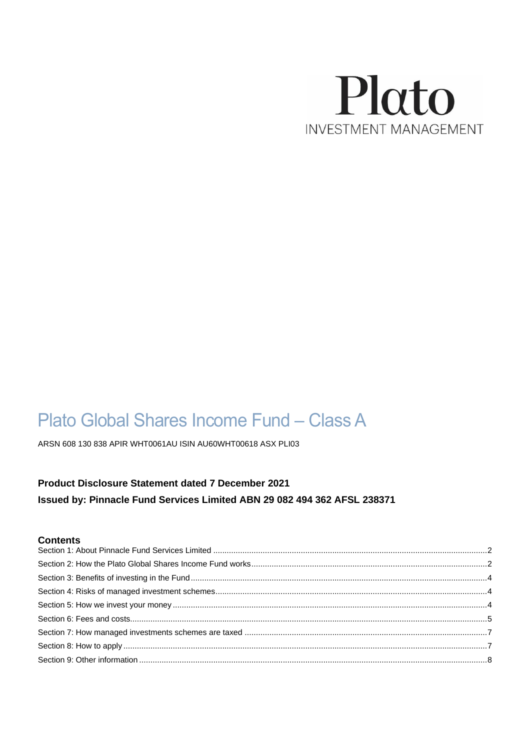Plato

INVESTMENT MANAGEMENT

# Plato Global Shares Income Fund – Class A

ARSN 608 130 838 APIR WHT0061AU ISIN AU60WHT00618 ASX PLI03

**Product Disclosure Statement dated 7 December 2021**

**Issued by: Pinnacle Fund Services Limited ABN 29 082 494 362 AFSL 238371**

## Contents

Section 1: About Pinnacle Fund Services Limited ..... 2

Section 2: How the Plato Global Shares Income Fund works ..... 2

Section 3: Benefits of investing in the Fund ..... 4

Section 4: Risks of managed investment schemes ..... 4

Section 5: How we invest your money ..... 4

Section 6: Fees and costs ..... 5

Section 7: How managed investments schemes are taxed ..... 7

Section 8: How to apply ..... 7

Section 9: Other information ..... 8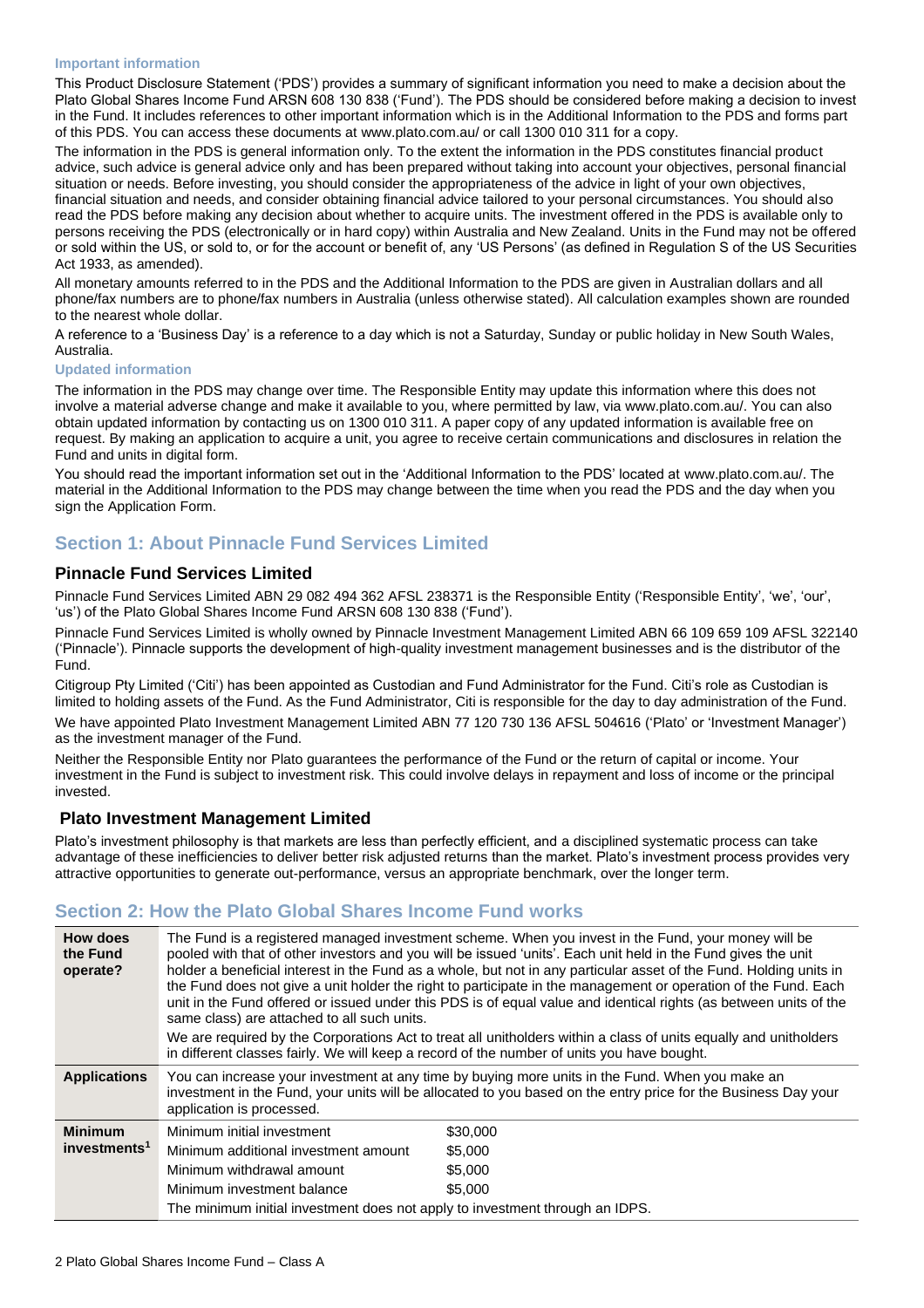### Important information

This Product Disclosure Statement ('PDS') provides a summary of significant information you need to make a decision about the Plato Global Shares Income Fund ARSN 608 130 838 ('Fund'). The PDS should be considered before making a decision to invest in the Fund. It includes references to other important information which is in the Additional Information to the PDS and forms part of this PDS. You can access these documents at www.plato.com.au/ or call 1300 010 311 for a copy.

The information in the PDS is general information only. To the extent the information in the PDS constitutes financial product advice, such advice is general advice only and has been prepared without taking into account your objectives, personal financial situation or needs. Before investing, you should consider the appropriateness of the advice in light of your own objectives, financial situation and needs, and consider obtaining financial advice tailored to your personal circumstances. You should also read the PDS before making any decision about whether to acquire units. The investment offered in the PDS is available only to persons receiving the PDS (electronically or in hard copy) within Australia and New Zealand. Units in the Fund may not be offered or sold within the US, or sold to, or for the account or benefit of, any 'US Persons' (as defined in Regulation S of the US Securities Act 1933, as amended).

All monetary amounts referred to in the PDS and the Additional Information to the PDS are given in Australian dollars and all phone/fax numbers are to phone/fax numbers in Australia (unless otherwise stated). All calculation examples shown are rounded to the nearest whole dollar.

A reference to a 'Business Day' is a reference to a day which is not a Saturday, Sunday or public holiday in New South Wales, Australia.

### Updated information

The information in the PDS may change over time. The Responsible Entity may update this information where this does not involve a material adverse change and make it available to you, where permitted by law, via www.plato.com.au/. You can also obtain updated information by contacting us on 1300 010 311. A paper copy of any updated information is available free on request. By making an application to acquire a unit, you agree to receive certain communications and disclosures in relation the Fund and units in digital form.

You should read the important information set out in the 'Additional Information to the PDS' located at www.plato.com.au/. The material in the Additional Information to the PDS may change between the time when you read the PDS and the day when you sign the Application Form.

## Section 1: About Pinnacle Fund Services Limited

### Pinnacle Fund Services Limited

Pinnacle Fund Services Limited ABN 29 082 494 362 AFSL 238371 is the Responsible Entity ('Responsible Entity', 'we', 'our', 'us') of the Plato Global Shares Income Fund ARSN 608 130 838 ('Fund').

Pinnacle Fund Services Limited is wholly owned by Pinnacle Investment Management Limited ABN 66 109 659 109 AFSL 322140 ('Pinnacle'). Pinnacle supports the development of high-quality investment management businesses and is the distributor of the Fund.

Citigroup Pty Limited ('Citi') has been appointed as Custodian and Fund Administrator for the Fund. Citi's role as Custodian is limited to holding assets of the Fund. As the Fund Administrator, Citi is responsible for the day to day administration of the Fund.

We have appointed Plato Investment Management Limited ABN 77 120 730 136 AFSL 504616 ('Plato' or 'Investment Manager') as the investment manager of the Fund.

Neither the Responsible Entity nor Plato guarantees the performance of the Fund or the return of capital or income. Your investment in the Fund is subject to investment risk. This could involve delays in repayment and loss of income or the principal invested.

### Plato Investment Management Limited

Plato's investment philosophy is that markets are less than perfectly efficient, and a disciplined systematic process can take advantage of these inefficiencies to deliver better risk adjusted returns than the market. Plato's investment process provides very attractive opportunities to generate out-performance, versus an appropriate benchmark, over the longer term.

## Section 2: How the Plato Global Shares Income Fund works

| | | |
|---|---|---|
| **How does the Fund operate?** | The Fund is a registered managed investment scheme. When you invest in the Fund, your money will be pooled with that of other investors and you will be issued 'units'. Each unit held in the Fund gives the unit holder a beneficial interest in the Fund as a whole, but not in any particular asset of the Fund. Holding units in the Fund does not give a unit holder the right to participate in the management or operation of the Fund. Each unit in the Fund offered or issued under this PDS is of equal value and identical rights (as between units of the same class) are attached to all such units.<br><br>We are required by the Corporations Act to treat all unitholders within a class of units equally and unitholders in different classes fairly. We will keep a record of the number of units you have bought. | |
| **Applications** | You can increase your investment at any time by buying more units in the Fund. When you make an investment in the Fund, your units will be allocated to you based on the entry price for the Business Day your application is processed. | |
| **Minimum investments[1]** | Minimum initial investment | $30,000 |
| | Minimum additional investment amount | $5,000 |
| | Minimum withdrawal amount | $5,000 |
| | Minimum investment balance | $5,000 |
| | The minimum initial investment does not apply to investment through an IDPS. | |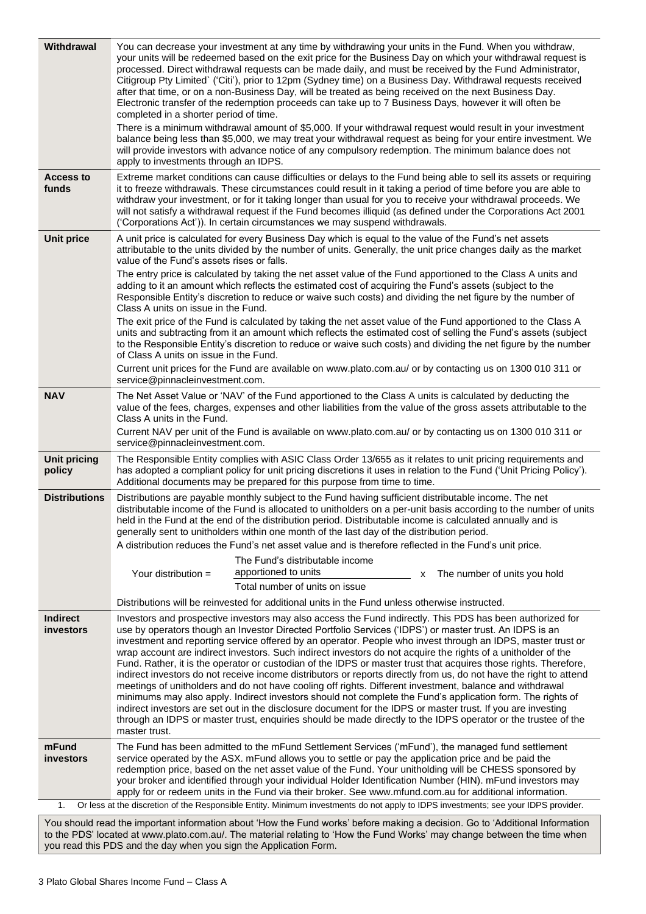| | |
|---|---|
| **Withdrawal** | You can decrease your investment at any time by withdrawing your units in the Fund. When you withdraw, your units will be redeemed based on the exit price for the Business Day on which your withdrawal request is processed. Direct withdrawal requests can be made daily, and must be received by the Fund Administrator, Citigroup Pty Limited` ('Citi'), prior to 12pm (Sydney time) on a Business Day. Withdrawal requests received after that time, or on a non-Business Day, will be treated as being received on the next Business Day. Electronic transfer of the redemption proceeds can take up to 7 Business Days, however it will often be completed in a shorter period of time.<br><br>There is a minimum withdrawal amount of $5,000. If your withdrawal request would result in your investment balance being less than $5,000, we may treat your withdrawal request as being for your entire investment. We will provide investors with advance notice of any compulsory redemption. The minimum balance does not apply to investments through an IDPS. |
| **Access to funds** | Extreme market conditions can cause difficulties or delays to the Fund being able to sell its assets or requiring it to freeze withdrawals. These circumstances could result in it taking a period of time before you are able to withdraw your investment, or for it taking longer than usual for you to receive your withdrawal proceeds. We will not satisfy a withdrawal request if the Fund becomes illiquid (as defined under the Corporations Act 2001 ('Corporations Act')). In certain circumstances we may suspend withdrawals. |
| **Unit price** | A unit price is calculated for every Business Day which is equal to the value of the Fund's net assets attributable to the units divided by the number of units. Generally, the unit price changes daily as the market value of the Fund's assets rises or falls.<br><br>The entry price is calculated by taking the net asset value of the Fund apportioned to the Class A units and adding to it an amount which reflects the estimated cost of acquiring the Fund's assets (subject to the Responsible Entity's discretion to reduce or waive such costs) and dividing the net figure by the number of Class A units on issue in the Fund.<br><br>The exit price of the Fund is calculated by taking the net asset value of the Fund apportioned to the Class A units and subtracting from it an amount which reflects the estimated cost of selling the Fund's assets (subject to the Responsible Entity's discretion to reduce or waive such costs) and dividing the net figure by the number of Class A units on issue in the Fund.<br><br>Current unit prices for the Fund are available on www.plato.com.au/ or by contacting us on 1300 010 311 or service@pinnacleinvestment.com. |
| **NAV** | The Net Asset Value or 'NAV' of the Fund apportioned to the Class A units is calculated by deducting the value of the fees, charges, expenses and other liabilities from the value of the gross assets attributable to the Class A units in the Fund.<br><br>Current NAV per unit of the Fund is available on www.plato.com.au/ or by contacting us on 1300 010 311 or service@pinnacleinvestment.com. |
| **Unit pricing policy** | The Responsible Entity complies with ASIC Class Order 13/655 as it relates to unit pricing requirements and has adopted a compliant policy for unit pricing discretions it uses in relation to the Fund ('Unit Pricing Policy'). Additional documents may be prepared for this purpose from time to time. |
| **Distributions** | Distributions are payable monthly subject to the Fund having sufficient distributable income. The net distributable income of the Fund is allocated to unitholders on a per-unit basis according to the number of units held in the Fund at the end of the distribution period. Distributable income is calculated annually and is generally sent to unitholders within one month of the last day of the distribution period.<br><br>A distribution reduces the Fund's net asset value and is therefore reflected in the Fund's unit price.<br><br>$$\text{Your distribution} = \frac{\text{The Fund's distributable income apportioned to units}}{\text{Total number of units on issue}} \times \text{The number of units you hold}$$<br><br>Distributions will be reinvested for additional units in the Fund unless otherwise instructed. |
| **Indirect investors** | Investors and prospective investors may also access the Fund indirectly. This PDS has been authorized for use by operators though an Investor Directed Portfolio Services ('IDPS') or master trust. An IDPS is an investment and reporting service offered by an operator. People who invest through an IDPS, master trust or wrap account are indirect investors. Such indirect investors do not acquire the rights of a unitholder of the Fund. Rather, it is the operator or custodian of the IDPS or master trust that acquires those rights. Therefore, indirect investors do not receive income distributors or reports directly from us, do not have the right to attend meetings of unitholders and do not have cooling off rights. Different investment, balance and withdrawal minimums may also apply. Indirect investors should not complete the Fund's application form. The rights of indirect investors are set out in the disclosure document for the IDPS or master trust. If you are investing through an IDPS or master trust, enquiries should be made directly to the IDPS operator or the trustee of the master trust. |
| **mFund investors** | The Fund has been admitted to the mFund Settlement Services ('mFund'), the managed fund settlement service operated by the ASX. mFund allows you to settle or pay the application price and be paid the redemption price, based on the net asset value of the Fund. Your unitholding will be CHESS sponsored by your broker and identified through your individual Holder Identification Number (HIN). mFund investors may apply for or redeem units in the Fund via their broker. See www.mfund.com.au for additional information. |

1. Or less at the discretion of the Responsible Entity. Minimum investments do not apply to IDPS investments; see your IDPS provider.

You should read the important information about 'How the Fund works' before making a decision. Go to 'Additional Information to the PDS' located at www.plato.com.au/. The material relating to 'How the Fund Works' may change between the time when you read this PDS and the day when you sign the Application Form.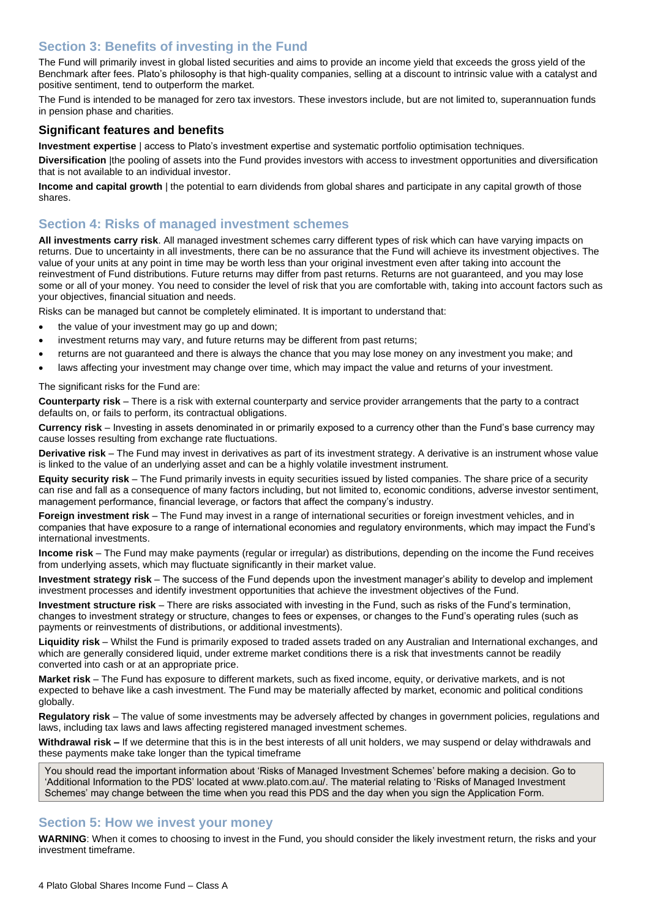## Section 3: Benefits of investing in the Fund

The Fund will primarily invest in global listed securities and aims to provide an income yield that exceeds the gross yield of the Benchmark after fees. Plato's philosophy is that high-quality companies, selling at a discount to intrinsic value with a catalyst and positive sentiment, tend to outperform the market.

The Fund is intended to be managed for zero tax investors. These investors include, but are not limited to, superannuation funds in pension phase and charities.

### Significant features and benefits

**Investment expertise** | access to Plato's investment expertise and systematic portfolio optimisation techniques.

**Diversification** |the pooling of assets into the Fund provides investors with access to investment opportunities and diversification that is not available to an individual investor.

**Income and capital growth** | the potential to earn dividends from global shares and participate in any capital growth of those shares.

## Section 4: Risks of managed investment schemes

**All investments carry risk**. All managed investment schemes carry different types of risk which can have varying impacts on returns. Due to uncertainty in all investments, there can be no assurance that the Fund will achieve its investment objectives. The value of your units at any point in time may be worth less than your original investment even after taking into account the reinvestment of Fund distributions. Future returns may differ from past returns. Returns are not guaranteed, and you may lose some or all of your money. You need to consider the level of risk that you are comfortable with, taking into account factors such as your objectives, financial situation and needs.

Risks can be managed but cannot be completely eliminated. It is important to understand that:

- the value of your investment may go up and down;
- investment returns may vary, and future returns may be different from past returns;
- returns are not guaranteed and there is always the chance that you may lose money on any investment you make; and
- laws affecting your investment may change over time, which may impact the value and returns of your investment.

The significant risks for the Fund are:

**Counterparty risk** – There is a risk with external counterparty and service provider arrangements that the party to a contract defaults on, or fails to perform, its contractual obligations.

**Currency risk** – Investing in assets denominated in or primarily exposed to a currency other than the Fund's base currency may cause losses resulting from exchange rate fluctuations.

**Derivative risk** – The Fund may invest in derivatives as part of its investment strategy. A derivative is an instrument whose value is linked to the value of an underlying asset and can be a highly volatile investment instrument.

**Equity security risk** – The Fund primarily invests in equity securities issued by listed companies. The share price of a security can rise and fall as a consequence of many factors including, but not limited to, economic conditions, adverse investor sentiment, management performance, financial leverage, or factors that affect the company's industry.

**Foreign investment risk** – The Fund may invest in a range of international securities or foreign investment vehicles, and in companies that have exposure to a range of international economies and regulatory environments, which may impact the Fund's international investments.

**Income risk** – The Fund may make payments (regular or irregular) as distributions, depending on the income the Fund receives from underlying assets, which may fluctuate significantly in their market value.

**Investment strategy risk** – The success of the Fund depends upon the investment manager's ability to develop and implement investment processes and identify investment opportunities that achieve the investment objectives of the Fund.

**Investment structure risk** – There are risks associated with investing in the Fund, such as risks of the Fund's termination, changes to investment strategy or structure, changes to fees or expenses, or changes to the Fund's operating rules (such as payments or reinvestments of distributions, or additional investments).

**Liquidity risk** – Whilst the Fund is primarily exposed to traded assets traded on any Australian and International exchanges, and which are generally considered liquid, under extreme market conditions there is a risk that investments cannot be readily converted into cash or at an appropriate price.

**Market risk** – The Fund has exposure to different markets, such as fixed income, equity, or derivative markets, and is not expected to behave like a cash investment. The Fund may be materially affected by market, economic and political conditions globally.

**Regulatory risk** – The value of some investments may be adversely affected by changes in government policies, regulations and laws, including tax laws and laws affecting registered managed investment schemes.

**Withdrawal risk –** If we determine that this is in the best interests of all unit holders, we may suspend or delay withdrawals and these payments make take longer than the typical timeframe

You should read the important information about 'Risks of Managed Investment Schemes' before making a decision. Go to 'Additional Information to the PDS' located at www.plato.com.au/. The material relating to 'Risks of Managed Investment Schemes' may change between the time when you read this PDS and the day when you sign the Application Form.

## Section 5: How we invest your money

**WARNING**: When it comes to choosing to invest in the Fund, you should consider the likely investment return, the risks and your investment timeframe.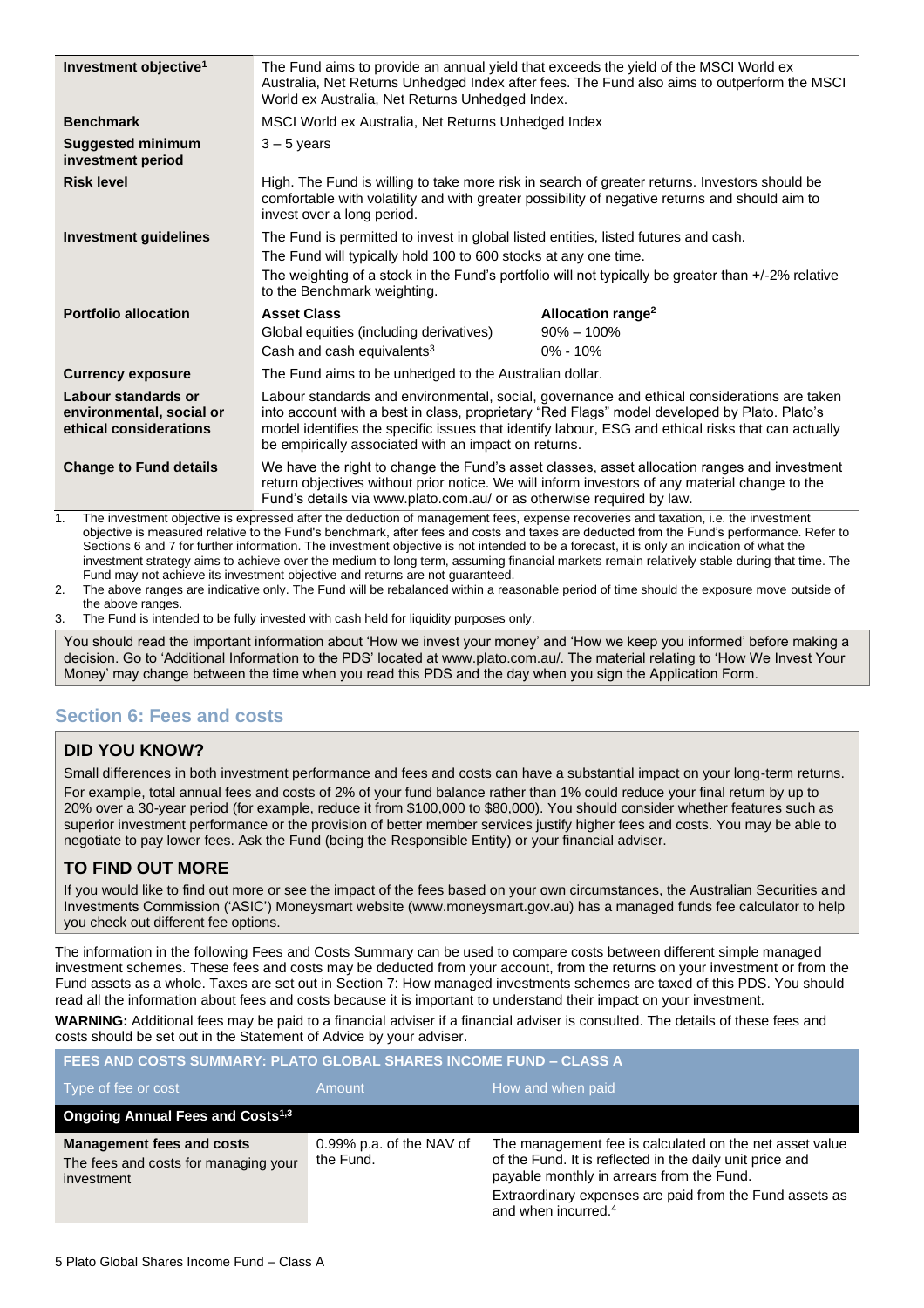| | |
|---|---|
| **Investment objective**[1] | The Fund aims to provide an annual yield that exceeds the yield of the MSCI World ex Australia, Net Returns Unhedged Index after fees. The Fund also aims to outperform the MSCI World ex Australia, Net Returns Unhedged Index. |
| **Benchmark** | MSCI World ex Australia, Net Returns Unhedged Index |
| **Suggested minimum investment period** | 3 – 5 years |
| **Risk level** | High. The Fund is willing to take more risk in search of greater returns. Investors should be comfortable with volatility and with greater possibility of negative returns and should aim to invest over a long period. |
| **Investment guidelines** | The Fund is permitted to invest in global listed entities, listed futures and cash. The Fund will typically hold 100 to 600 stocks at any one time. The weighting of a stock in the Fund's portfolio will not typically be greater than +/-2% relative to the Benchmark weighting. |
| **Portfolio allocation** | **Asset Class** / **Allocation range**[2]: Global equities (including derivatives) 90% – 100%; Cash and cash equivalents[3] 0% - 10% |
| **Currency exposure** | The Fund aims to be unhedged to the Australian dollar. |
| **Labour standards or environmental, social or ethical considerations** | Labour standards and environmental, social, governance and ethical considerations are taken into account with a best in class, proprietary "Red Flags" model developed by Plato. Plato's model identifies the specific issues that identify labour, ESG and ethical risks that can actually be empirically associated with an impact on returns. |
| **Change to Fund details** | We have the right to change the Fund's asset classes, asset allocation ranges and investment return objectives without prior notice. We will inform investors of any material change to the Fund's details via www.plato.com.au/ or as otherwise required by law. |

1. The investment objective is expressed after the deduction of management fees, expense recoveries and taxation, i.e. the investment objective is measured relative to the Fund's benchmark, after fees and costs and taxes are deducted from the Fund's performance. Refer to Sections 6 and 7 for further information. The investment objective is not intended to be a forecast, it is only an indication of what the investment strategy aims to achieve over the medium to long term, assuming financial markets remain relatively stable during that time. The Fund may not achieve its investment objective and returns are not guaranteed.
2. The above ranges are indicative only. The Fund will be rebalanced within a reasonable period of time should the exposure move outside of the above ranges.
3. The Fund is intended to be fully invested with cash held for liquidity purposes only.

You should read the important information about 'How we invest your money' and 'How we keep you informed' before making a decision. Go to 'Additional Information to the PDS' located at www.plato.com.au/. The material relating to 'How We Invest Your Money' may change between the time when you read this PDS and the day when you sign the Application Form.

## Section 6: Fees and costs

### DID YOU KNOW?

Small differences in both investment performance and fees and costs can have a substantial impact on your long-term returns. For example, total annual fees and costs of 2% of your fund balance rather than 1% could reduce your final return by up to 20% over a 30-year period (for example, reduce it from $100,000 to $80,000). You should consider whether features such as superior investment performance or the provision of better member services justify higher fees and costs. You may be able to negotiate to pay lower fees. Ask the Fund (being the Responsible Entity) or your financial adviser.

### TO FIND OUT MORE

If you would like to find out more or see the impact of the fees based on your own circumstances, the Australian Securities and Investments Commission ('ASIC') Moneysmart website (www.moneysmart.gov.au) has a managed funds fee calculator to help you check out different fee options.

The information in the following Fees and Costs Summary can be used to compare costs between different simple managed investment schemes. These fees and costs may be deducted from your account, from the returns on your investment or from the Fund assets as a whole. Taxes are set out in Section 7: How managed investments schemes are taxed of this PDS. You should read all the information about fees and costs because it is important to understand their impact on your investment.

**WARNING:** Additional fees may be paid to a financial adviser if a financial adviser is consulted. The details of these fees and costs should be set out in the Statement of Advice by your adviser.

**FEES AND COSTS SUMMARY: PLATO GLOBAL SHARES INCOME FUND – CLASS A**

| Type of fee or cost | Amount | How and when paid |
|---|---|---|
| **Ongoing Annual Fees and Costs**[1,3] | | |
| **Management fees and costs** The fees and costs for managing your investment | 0.99% p.a. of the NAV of the Fund. | The management fee is calculated on the net asset value of the Fund. It is reflected in the daily unit price and payable monthly in arrears from the Fund. Extraordinary expenses are paid from the Fund assets as and when incurred.[4] |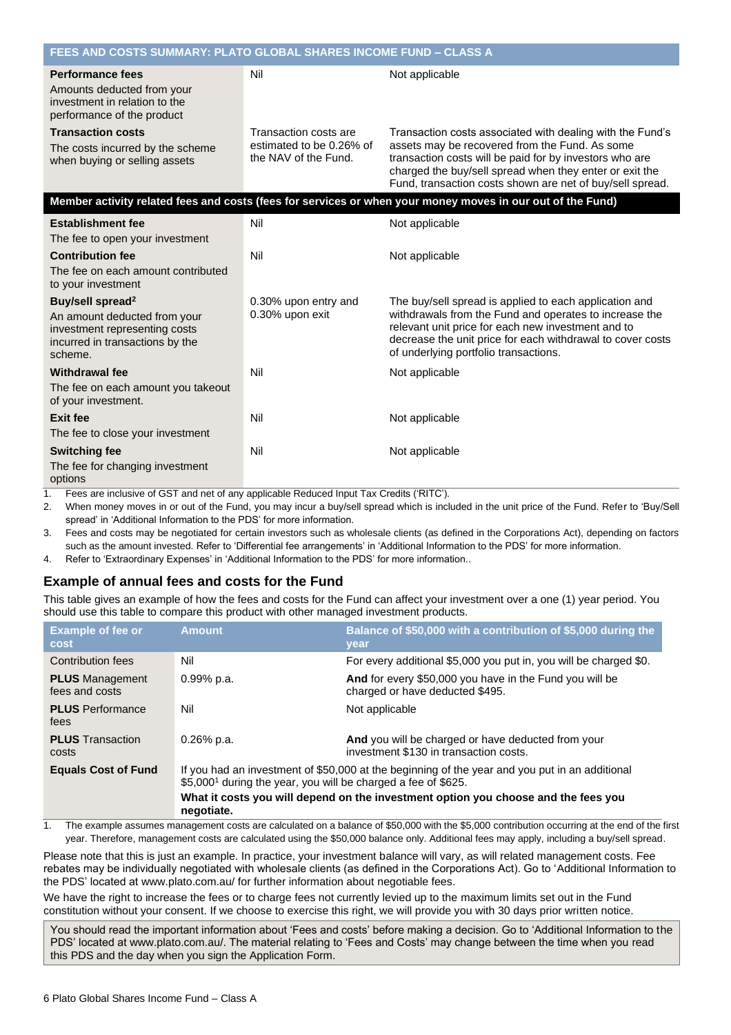| FEES AND COSTS SUMMARY: PLATO GLOBAL SHARES INCOME FUND – CLASS A | | |
|---|---|---|
| **Performance fees**<br>Amounts deducted from your investment in relation to the performance of the product | Nil | Not applicable |
| **Transaction costs**<br>The costs incurred by the scheme when buying or selling assets | Transaction costs are estimated to be 0.26% of the NAV of the Fund. | Transaction costs associated with dealing with the Fund's assets may be recovered from the Fund. As some transaction costs will be paid for by investors who are charged the buy/sell spread when they enter or exit the Fund, transaction costs shown are net of buy/sell spread. |
| **Member activity related fees and costs (fees for services or when your money moves in our out of the Fund)** | | |
| **Establishment fee**<br>The fee to open your investment | Nil | Not applicable |
| **Contribution fee**<br>The fee on each amount contributed to your investment | Nil | Not applicable |
| **Buy/sell spread[2]**<br>An amount deducted from your investment representing costs incurred in transactions by the scheme. | 0.30% upon entry and 0.30% upon exit | The buy/sell spread is applied to each application and withdrawals from the Fund and operates to increase the relevant unit price for each new investment and to decrease the unit price for each withdrawal to cover costs of underlying portfolio transactions. |
| **Withdrawal fee**<br>The fee on each amount you takeout of your investment. | Nil | Not applicable |
| **Exit fee**<br>The fee to close your investment | Nil | Not applicable |
| **Switching fee**<br>The fee for changing investment options | Nil | Not applicable |

1. Fees are inclusive of GST and net of any applicable Reduced Input Tax Credits ('RITC').
2. When money moves in or out of the Fund, you may incur a buy/sell spread which is included in the unit price of the Fund. Refer to 'Buy/Sell spread' in 'Additional Information to the PDS' for more information.
3. Fees and costs may be negotiated for certain investors such as wholesale clients (as defined in the Corporations Act), depending on factors such as the amount invested. Refer to 'Differential fee arrangements' in 'Additional Information to the PDS' for more information.
4. Refer to 'Extraordinary Expenses' in 'Additional Information to the PDS' for more information..

## Example of annual fees and costs for the Fund

This table gives an example of how the fees and costs for the Fund can affect your investment over a one (1) year period. You should use this table to compare this product with other managed investment products.

| Example of fee or cost | Amount | Balance of $50,000 with a contribution of $5,000 during the year |
|---|---|---|
| Contribution fees | Nil | For every additional $5,000 you put in, you will be charged $0. |
| **PLUS** Management fees and costs | 0.99% p.a. | **And** for every $50,000 you have in the Fund you will be charged or have deducted $495. |
| **PLUS** Performance fees | Nil | Not applicable |
| **PLUS** Transaction costs | 0.26% p.a. | **And** you will be charged or have deducted from your investment $130 in transaction costs. |
| **Equals Cost of Fund** | If you had an investment of $50,000 at the beginning of the year and you put in an additional $5,000[1] during the year, you will be charged a fee of $625.<br>**What it costs you will depend on the investment option you choose and the fees you negotiate.** | |

1. The example assumes management costs are calculated on a balance of $50,000 with the $5,000 contribution occurring at the end of the first year. Therefore, management costs are calculated using the $50,000 balance only. Additional fees may apply, including a buy/sell spread.

Please note that this is just an example. In practice, your investment balance will vary, as will related management costs. Fee rebates may be individually negotiated with wholesale clients (as defined in the Corporations Act). Go to 'Additional Information to the PDS' located at www.plato.com.au/ for further information about negotiable fees.

We have the right to increase the fees or to charge fees not currently levied up to the maximum limits set out in the Fund constitution without your consent. If we choose to exercise this right, we will provide you with 30 days prior written notice.

You should read the important information about 'Fees and costs' before making a decision. Go to 'Additional Information to the PDS' located at www.plato.com.au/. The material relating to 'Fees and Costs' may change between the time when you read this PDS and the day when you sign the Application Form.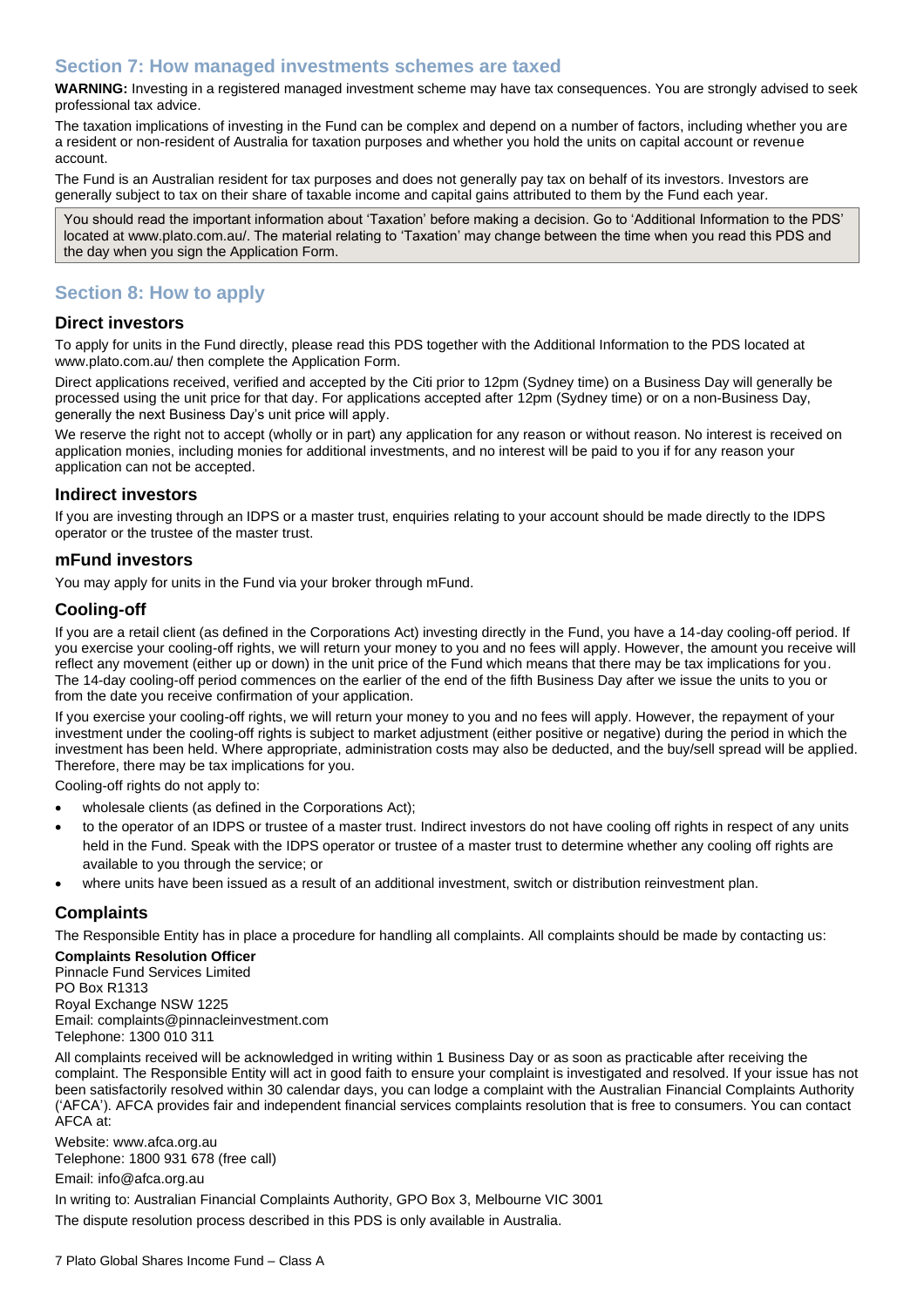## Section 7: How managed investments schemes are taxed

**WARNING:** Investing in a registered managed investment scheme may have tax consequences. You are strongly advised to seek professional tax advice.

The taxation implications of investing in the Fund can be complex and depend on a number of factors, including whether you are a resident or non-resident of Australia for taxation purposes and whether you hold the units on capital account or revenue account.

The Fund is an Australian resident for tax purposes and does not generally pay tax on behalf of its investors. Investors are generally subject to tax on their share of taxable income and capital gains attributed to them by the Fund each year.

You should read the important information about 'Taxation' before making a decision. Go to 'Additional Information to the PDS' located at www.plato.com.au/. The material relating to 'Taxation' may change between the time when you read this PDS and the day when you sign the Application Form.

## Section 8: How to apply

### Direct investors

To apply for units in the Fund directly, please read this PDS together with the Additional Information to the PDS located at www.plato.com.au/ then complete the Application Form.

Direct applications received, verified and accepted by the Citi prior to 12pm (Sydney time) on a Business Day will generally be processed using the unit price for that day. For applications accepted after 12pm (Sydney time) or on a non-Business Day, generally the next Business Day's unit price will apply.

We reserve the right not to accept (wholly or in part) any application for any reason or without reason. No interest is received on application monies, including monies for additional investments, and no interest will be paid to you if for any reason your application can not be accepted.

### Indirect investors

If you are investing through an IDPS or a master trust, enquiries relating to your account should be made directly to the IDPS operator or the trustee of the master trust.

### mFund investors

You may apply for units in the Fund via your broker through mFund.

### Cooling-off

If you are a retail client (as defined in the Corporations Act) investing directly in the Fund, you have a 14-day cooling-off period. If you exercise your cooling-off rights, we will return your money to you and no fees will apply. However, the amount you receive will reflect any movement (either up or down) in the unit price of the Fund which means that there may be tax implications for you. The 14-day cooling-off period commences on the earlier of the end of the fifth Business Day after we issue the units to you or from the date you receive confirmation of your application.

If you exercise your cooling-off rights, we will return your money to you and no fees will apply. However, the repayment of your investment under the cooling-off rights is subject to market adjustment (either positive or negative) during the period in which the investment has been held. Where appropriate, administration costs may also be deducted, and the buy/sell spread will be applied. Therefore, there may be tax implications for you.

Cooling-off rights do not apply to:

- wholesale clients (as defined in the Corporations Act);
- to the operator of an IDPS or trustee of a master trust. Indirect investors do not have cooling off rights in respect of any units held in the Fund. Speak with the IDPS operator or trustee of a master trust to determine whether any cooling off rights are available to you through the service; or
- where units have been issued as a result of an additional investment, switch or distribution reinvestment plan.

### Complaints

The Responsible Entity has in place a procedure for handling all complaints. All complaints should be made by contacting us:

**Complaints Resolution Officer**
Pinnacle Fund Services Limited
PO Box R1313
Royal Exchange NSW 1225
Email: complaints@pinnacleinvestment.com
Telephone: 1300 010 311

All complaints received will be acknowledged in writing within 1 Business Day or as soon as practicable after receiving the complaint. The Responsible Entity will act in good faith to ensure your complaint is investigated and resolved. If your issue has not been satisfactorily resolved within 30 calendar days, you can lodge a complaint with the Australian Financial Complaints Authority ('AFCA'). AFCA provides fair and independent financial services complaints resolution that is free to consumers. You can contact AFCA at:

Website: www.afca.org.au
Telephone: 1800 931 678 (free call)

Email: info@afca.org.au

In writing to: Australian Financial Complaints Authority, GPO Box 3, Melbourne VIC 3001

The dispute resolution process described in this PDS is only available in Australia.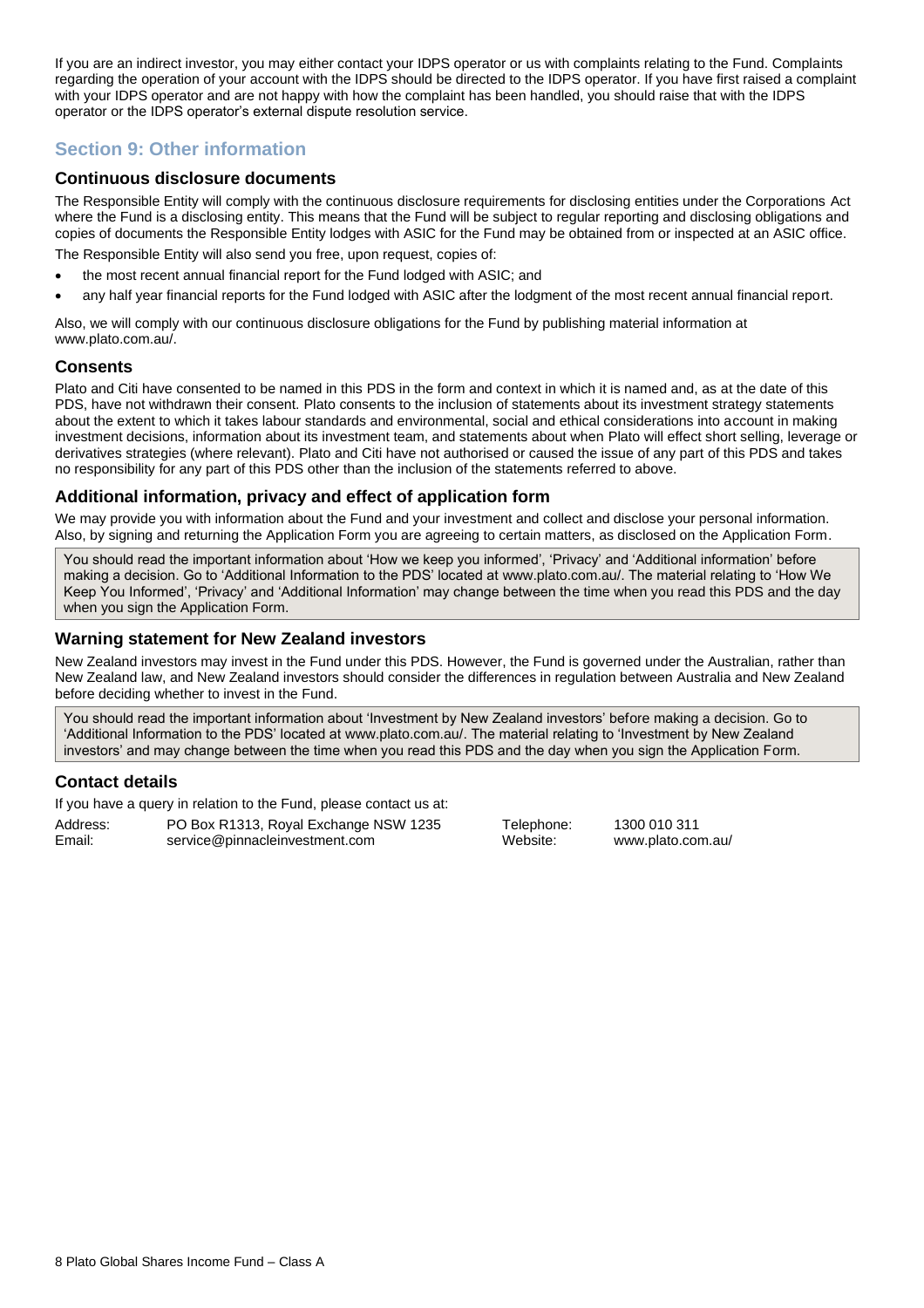If you are an indirect investor, you may either contact your IDPS operator or us with complaints relating to the Fund. Complaints regarding the operation of your account with the IDPS should be directed to the IDPS operator. If you have first raised a complaint with your IDPS operator and are not happy with how the complaint has been handled, you should raise that with the IDPS operator or the IDPS operator's external dispute resolution service.

## Section 9: Other information

### Continuous disclosure documents

The Responsible Entity will comply with the continuous disclosure requirements for disclosing entities under the Corporations Act where the Fund is a disclosing entity. This means that the Fund will be subject to regular reporting and disclosing obligations and copies of documents the Responsible Entity lodges with ASIC for the Fund may be obtained from or inspected at an ASIC office.

The Responsible Entity will also send you free, upon request, copies of:

- the most recent annual financial report for the Fund lodged with ASIC; and
- any half year financial reports for the Fund lodged with ASIC after the lodgment of the most recent annual financial report.

Also, we will comply with our continuous disclosure obligations for the Fund by publishing material information at www.plato.com.au/.

### Consents

Plato and Citi have consented to be named in this PDS in the form and context in which it is named and, as at the date of this PDS, have not withdrawn their consent. Plato consents to the inclusion of statements about its investment strategy statements about the extent to which it takes labour standards and environmental, social and ethical considerations into account in making investment decisions, information about its investment team, and statements about when Plato will effect short selling, leverage or derivatives strategies (where relevant). Plato and Citi have not authorised or caused the issue of any part of this PDS and takes no responsibility for any part of this PDS other than the inclusion of the statements referred to above.

### Additional information, privacy and effect of application form

We may provide you with information about the Fund and your investment and collect and disclose your personal information. Also, by signing and returning the Application Form you are agreeing to certain matters, as disclosed on the Application Form.

> You should read the important information about 'How we keep you informed', 'Privacy' and 'Additional information' before making a decision. Go to 'Additional Information to the PDS' located at www.plato.com.au/. The material relating to 'How We Keep You Informed', 'Privacy' and 'Additional Information' may change between the time when you read this PDS and the day when you sign the Application Form.

### Warning statement for New Zealand investors

New Zealand investors may invest in the Fund under this PDS. However, the Fund is governed under the Australian, rather than New Zealand law, and New Zealand investors should consider the differences in regulation between Australia and New Zealand before deciding whether to invest in the Fund.

> You should read the important information about 'Investment by New Zealand investors' before making a decision. Go to 'Additional Information to the PDS' located at www.plato.com.au/. The material relating to 'Investment by New Zealand investors' and may change between the time when you read this PDS and the day when you sign the Application Form.

### Contact details

If you have a query in relation to the Fund, please contact us at:

| | | | |
|---|---|---|---|
| Address: | PO Box R1313, Royal Exchange NSW 1235 | Telephone: | 1300 010 311 |
| Email: | service@pinnacleinvestment.com | Website: | www.plato.com.au/ |